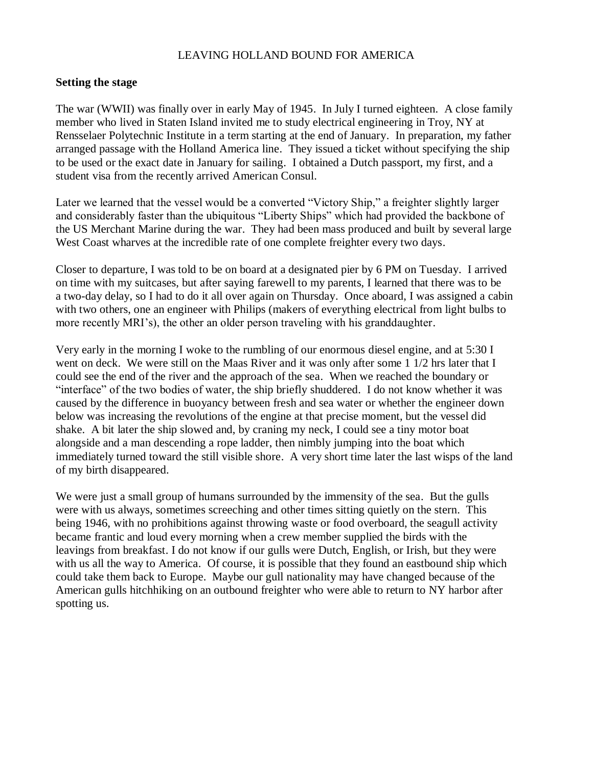# LEAVING HOLLAND BOUND FOR AMERICA

**Setting the stage**

The war (WWII) was finally over in early May of 1945. In July I turned eighteen. A close family member who lived in Staten Island invited me to study electrical engineering in Troy, NY at Rensselaer Polytechnic Institute in a term starting at the end of January. In preparation, my father arranged passage with the Holland America line. They issued a ticket without specifying the ship to be used or the exact date in January for sailing. I obtained a Dutch passport, my first, and a student visa from the recently arrived American Consul.

Later we learned that the vessel would be a converted "Victory Ship," a freighter slightly larger and considerably faster than the ubiquitous "Liberty Ships" which had provided the backbone of the US Merchant Marine during the war. They had been mass produced and built by several large West Coast wharves at the incredible rate of one complete freighter every two days.

Closer to departure, I was told to be on board at a designated pier by 6 PM on Tuesday. I arrived on time with my suitcases, but after saying farewell to my parents, I learned that there was to be a two-day delay, so I had to do it all over again on Thursday. Once aboard, I was assigned a cabin with two others, one an engineer with Philips (makers of everything electrical from light bulbs to more recently MRI's), the other an older person traveling with his granddaughter.

Very early in the morning I woke to the rumbling of our enormous diesel engine, and at 5:30 I went on deck. We were still on the Maas River and it was only after some 1 1/2 hrs later that I could see the end of the river and the approach of the sea. When we reached the boundary or "interface" of the two bodies of water, the ship briefly shuddered. I do not know whether it was caused by the difference in buoyancy between fresh and sea water or whether the engineer down below was increasing the revolutions of the engine at that precise moment, but the vessel did shake. A bit later the ship slowed and, by craning my neck, I could see a tiny motor boat alongside and a man descending a rope ladder, then nimbly jumping into the boat which immediately turned toward the still visible shore. A very short time later the last wisps of the land of my birth disappeared.

We were just a small group of humans surrounded by the immensity of the sea. But the gulls were with us always, sometimes screeching and other times sitting quietly on the stern. This being 1946, with no prohibitions against throwing waste or food overboard, the seagull activity became frantic and loud every morning when a crew member supplied the birds with the leavings from breakfast. I do not know if our gulls were Dutch, English, or Irish, but they were with us all the way to America. Of course, it is possible that they found an eastbound ship which could take them back to Europe. Maybe our gull nationality may have changed because of the American gulls hitchhiking on an outbound freighter who were able to return to NY harbor after spotting us.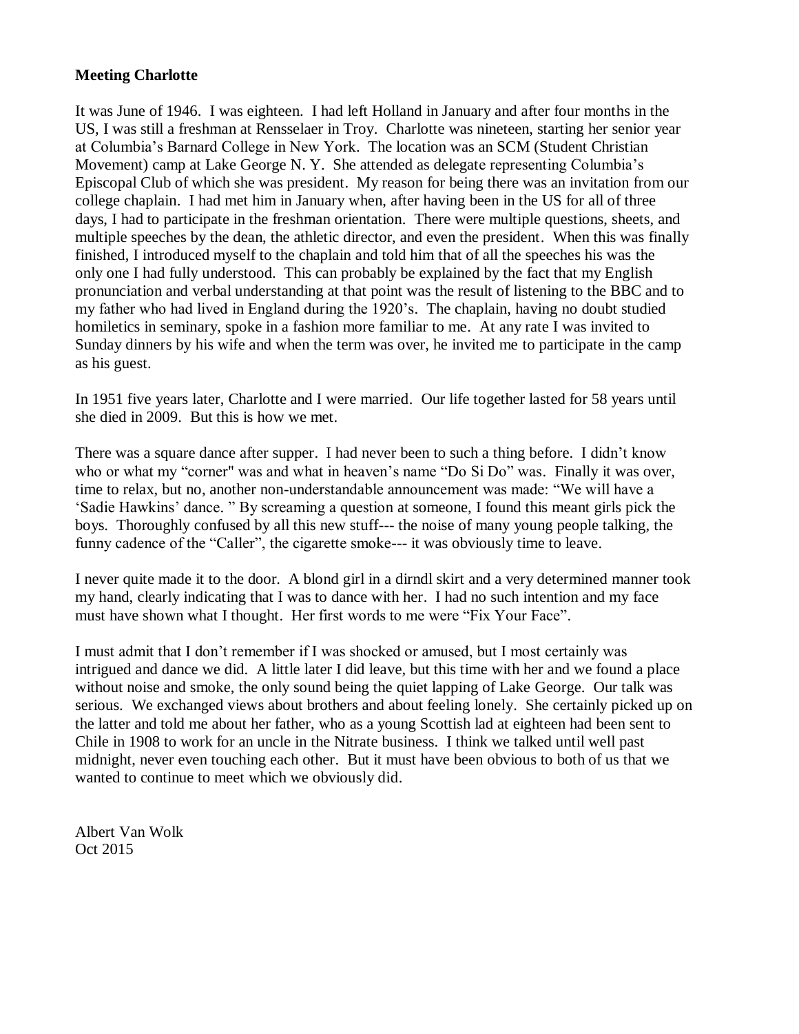**Meeting Charlotte**

It was June of 1946. I was eighteen. I had left Holland in January and after four months in the US, I was still a freshman at Rensselaer in Troy. Charlotte was nineteen, starting her senior year at Columbia's Barnard College in New York. The location was an SCM (Student Christian Movement) camp at Lake George N. Y. She attended as delegate representing Columbia's Episcopal Club of which she was president. My reason for being there was an invitation from our college chaplain. I had met him in January when, after having been in the US for all of three days, I had to participate in the freshman orientation. There were multiple questions, sheets, and multiple speeches by the dean, the athletic director, and even the president. When this was finally finished, I introduced myself to the chaplain and told him that of all the speeches his was the only one I had fully understood. This can probably be explained by the fact that my English pronunciation and verbal understanding at that point was the result of listening to the BBC and to my father who had lived in England during the 1920's. The chaplain, having no doubt studied homiletics in seminary, spoke in a fashion more familiar to me. At any rate I was invited to Sunday dinners by his wife and when the term was over, he invited me to participate in the camp as his guest.

In 1951 five years later, Charlotte and I were married. Our life together lasted for 58 years until she died in 2009. But this is how we met.

There was a square dance after supper. I had never been to such a thing before. I didn't know who or what my "corner" was and what in heaven's name "Do Si Do" was. Finally it was over, time to relax, but no, another non-understandable announcement was made: "We will have a 'Sadie Hawkins' dance. " By screaming a question at someone, I found this meant girls pick the boys. Thoroughly confused by all this new stuff--- the noise of many young people talking, the funny cadence of the "Caller", the cigarette smoke--- it was obviously time to leave.

I never quite made it to the door. A blond girl in a dirndl skirt and a very determined manner took my hand, clearly indicating that I was to dance with her. I had no such intention and my face must have shown what I thought. Her first words to me were "Fix Your Face".

I must admit that I don't remember if I was shocked or amused, but I most certainly was intrigued and dance we did. A little later I did leave, but this time with her and we found a place without noise and smoke, the only sound being the quiet lapping of Lake George. Our talk was serious. We exchanged views about brothers and about feeling lonely. She certainly picked up on the latter and told me about her father, who as a young Scottish lad at eighteen had been sent to Chile in 1908 to work for an uncle in the Nitrate business. I think we talked until well past midnight, never even touching each other. But it must have been obvious to both of us that we wanted to continue to meet which we obviously did.

Albert Van Wolk
Oct 2015